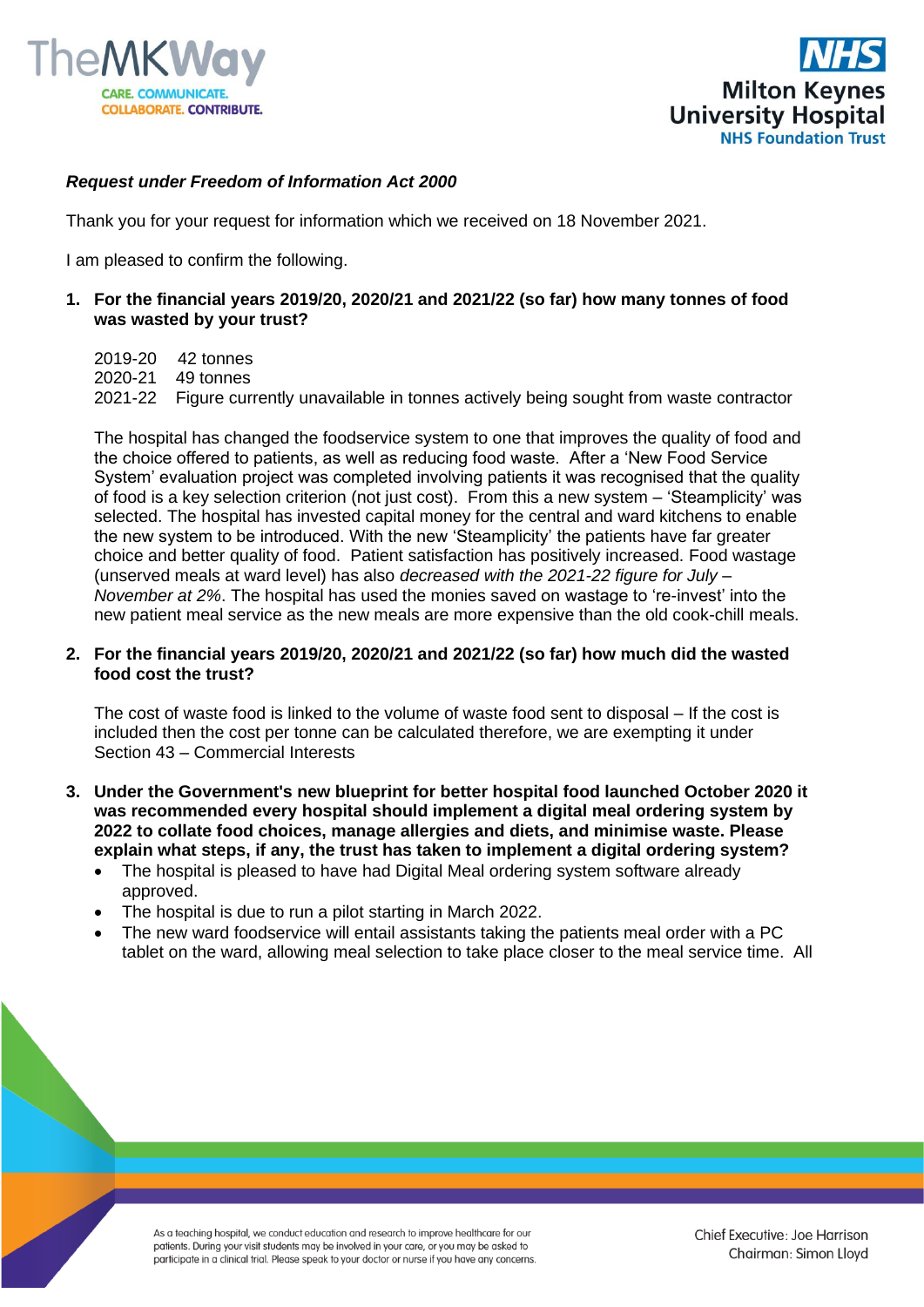*Request under Freedom of Information Act 2000*

Thank you for your request for information which we received on 18 November 2021.

I am pleased to confirm the following.

1. **For the financial years 2019/20, 2020/21 and 2021/22 (so far) how many tonnes of food was wasted by your trust?**

   2019-20 42 tonnes
   2020-21 49 tonnes
   2021-22 Figure currently unavailable in tonnes actively being sought from waste contractor

   The hospital has changed the foodservice system to one that improves the quality of food and the choice offered to patients, as well as reducing food waste. After a 'New Food Service System' evaluation project was completed involving patients it was recognised that the quality of food is a key selection criterion (not just cost). From this a new system – 'Steamplicity' was selected. The hospital has invested capital money for the central and ward kitchens to enable the new system to be introduced. With the new 'Steamplicity' the patients have far greater choice and better quality of food. Patient satisfaction has positively increased. Food wastage (unserved meals at ward level) has also *decreased with the 2021-22 figure for July – November at 2%*. The hospital has used the monies saved on wastage to 're-invest' into the new patient meal service as the new meals are more expensive than the old cook-chill meals.

2. **For the financial years 2019/20, 2020/21 and 2021/22 (so far) how much did the wasted food cost the trust?**

   The cost of waste food is linked to the volume of waste food sent to disposal – If the cost is included then the cost per tonne can be calculated therefore, we are exempting it under Section 43 – Commercial Interests

3. **Under the Government's new blueprint for better hospital food launched October 2020 it was recommended every hospital should implement a digital meal ordering system by 2022 to collate food choices, manage allergies and diets, and minimise waste. Please explain what steps, if any, the trust has taken to implement a digital ordering system?**
   - The hospital is pleased to have had Digital Meal ordering system software already approved.
   - The hospital is due to run a pilot starting in March 2022.
   - The new ward foodservice will entail assistants taking the patients meal order with a PC tablet on the ward, allowing meal selection to take place closer to the meal service time. All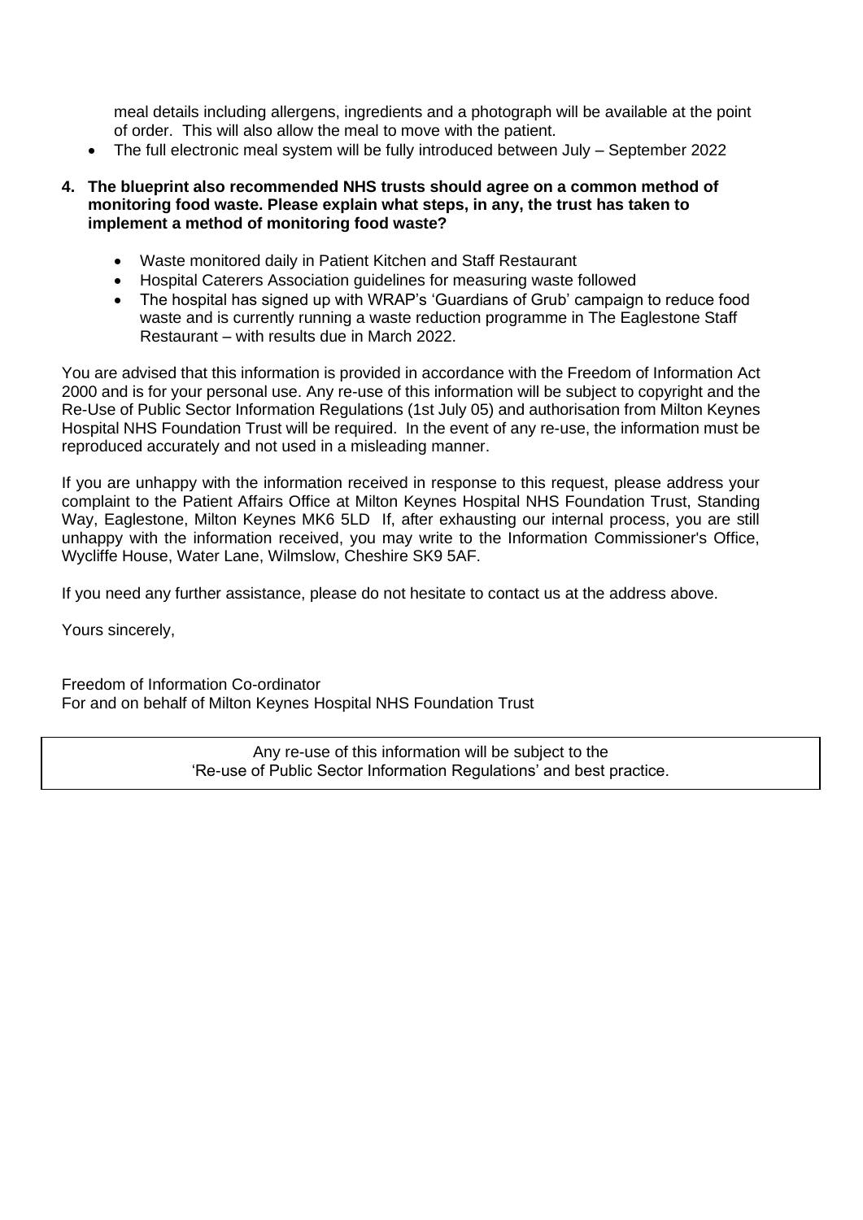meal details including allergens, ingredients and a photograph will be available at the point of order. This will also allow the meal to move with the patient.

- The full electronic meal system will be fully introduced between July – September 2022

**4. The blueprint also recommended NHS trusts should agree on a common method of monitoring food waste. Please explain what steps, in any, the trust has taken to implement a method of monitoring food waste?**

- Waste monitored daily in Patient Kitchen and Staff Restaurant
- Hospital Caterers Association guidelines for measuring waste followed
- The hospital has signed up with WRAP's 'Guardians of Grub' campaign to reduce food waste and is currently running a waste reduction programme in The Eaglestone Staff Restaurant – with results due in March 2022.

You are advised that this information is provided in accordance with the Freedom of Information Act 2000 and is for your personal use. Any re-use of this information will be subject to copyright and the Re-Use of Public Sector Information Regulations (1st July 05) and authorisation from Milton Keynes Hospital NHS Foundation Trust will be required. In the event of any re-use, the information must be reproduced accurately and not used in a misleading manner.

If you are unhappy with the information received in response to this request, please address your complaint to the Patient Affairs Office at Milton Keynes Hospital NHS Foundation Trust, Standing Way, Eaglestone, Milton Keynes MK6 5LD If, after exhausting our internal process, you are still unhappy with the information received, you may write to the Information Commissioner's Office, Wycliffe House, Water Lane, Wilmslow, Cheshire SK9 5AF.

If you need any further assistance, please do not hesitate to contact us at the address above.

Yours sincerely,

Freedom of Information Co-ordinator
For and on behalf of Milton Keynes Hospital NHS Foundation Trust

Any re-use of this information will be subject to the
'Re-use of Public Sector Information Regulations' and best practice.